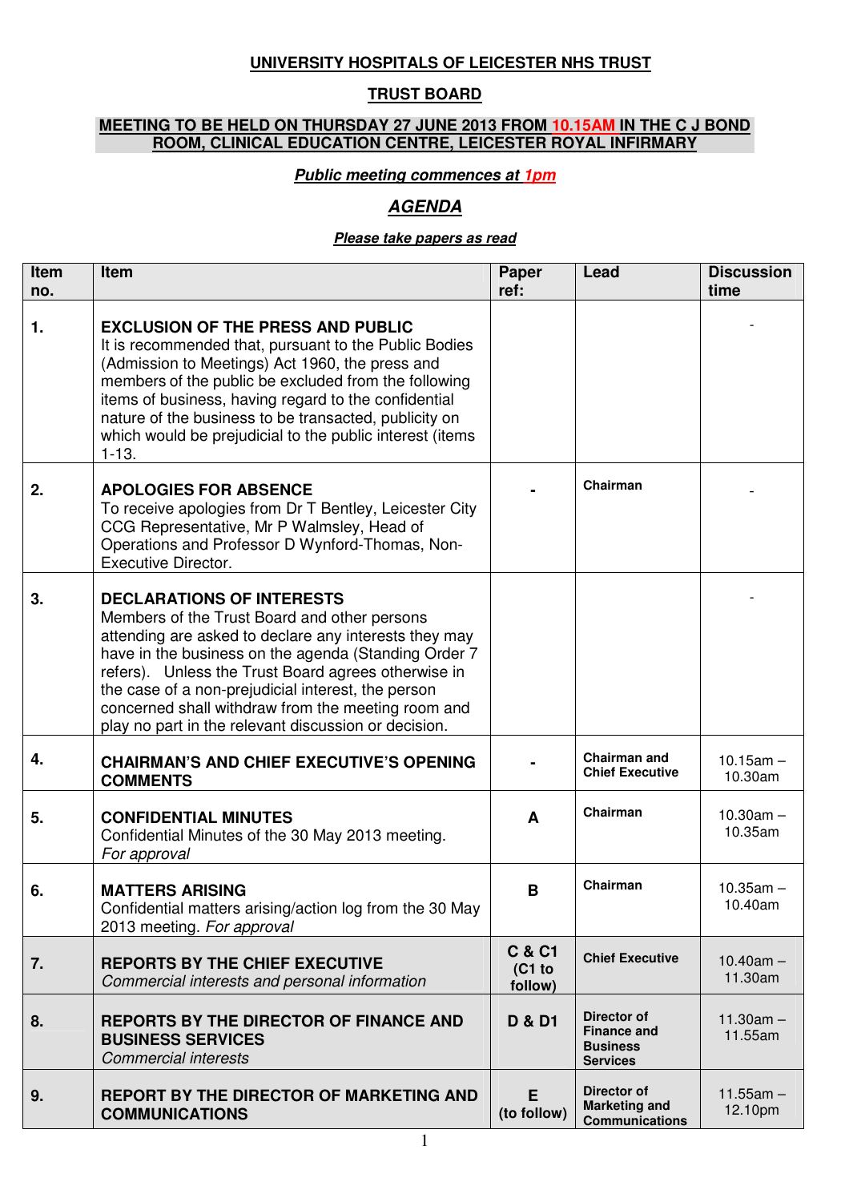**UNIVERSITY HOSPITALS OF LEICESTER NHS TRUST**

**TRUST BOARD**

**MEETING TO BE HELD ON THURSDAY 27 JUNE 2013 FROM 10.15AM IN THE C J BOND ROOM, CLINICAL EDUCATION CENTRE, LEICESTER ROYAL INFIRMARY**

***Public meeting commences at 1pm***

***AGENDA***

***Please take papers as read***

| Item no. | Item | Paper ref: | Lead | Discussion time |
|---|---|---|---|---|
| **1.** | **EXCLUSION OF THE PRESS AND PUBLIC** It is recommended that, pursuant to the Public Bodies (Admission to Meetings) Act 1960, the press and members of the public be excluded from the following items of business, having regard to the confidential nature of the business to be transacted, publicity on which would be prejudicial to the public interest (items 1-13. | | | - |
| **2.** | **APOLOGIES FOR ABSENCE** To receive apologies from Dr T Bentley, Leicester City CCG Representative, Mr P Walmsley, Head of Operations and Professor D Wynford-Thomas, Non-Executive Director. | **-** | **Chairman** | - |
| **3.** | **DECLARATIONS OF INTERESTS** Members of the Trust Board and other persons attending are asked to declare any interests they may have in the business on the agenda (Standing Order 7 refers). Unless the Trust Board agrees otherwise in the case of a non-prejudicial interest, the person concerned shall withdraw from the meeting room and play no part in the relevant discussion or decision. | | | - |
| **4.** | **CHAIRMAN'S AND CHIEF EXECUTIVE'S OPENING COMMENTS** | **-** | **Chairman and Chief Executive** | 10.15am – 10.30am |
| **5.** | **CONFIDENTIAL MINUTES** Confidential Minutes of the 30 May 2013 meeting. *For approval* | **A** | **Chairman** | 10.30am – 10.35am |
| **6.** | **MATTERS ARISING** Confidential matters arising/action log from the 30 May 2013 meeting. *For approval* | **B** | **Chairman** | 10.35am – 10.40am |
| **7.** | **REPORTS BY THE CHIEF EXECUTIVE** *Commercial interests and personal information* | **C & C1 (C1 to follow)** | **Chief Executive** | 10.40am – 11.30am |
| **8.** | **REPORTS BY THE DIRECTOR OF FINANCE AND BUSINESS SERVICES** *Commercial interests* | **D & D1** | **Director of Finance and Business Services** | 11.30am – 11.55am |
| **9.** | **REPORT BY THE DIRECTOR OF MARKETING AND COMMUNICATIONS** | **E (to follow)** | **Director of Marketing and Communications** | 11.55am – 12.10pm |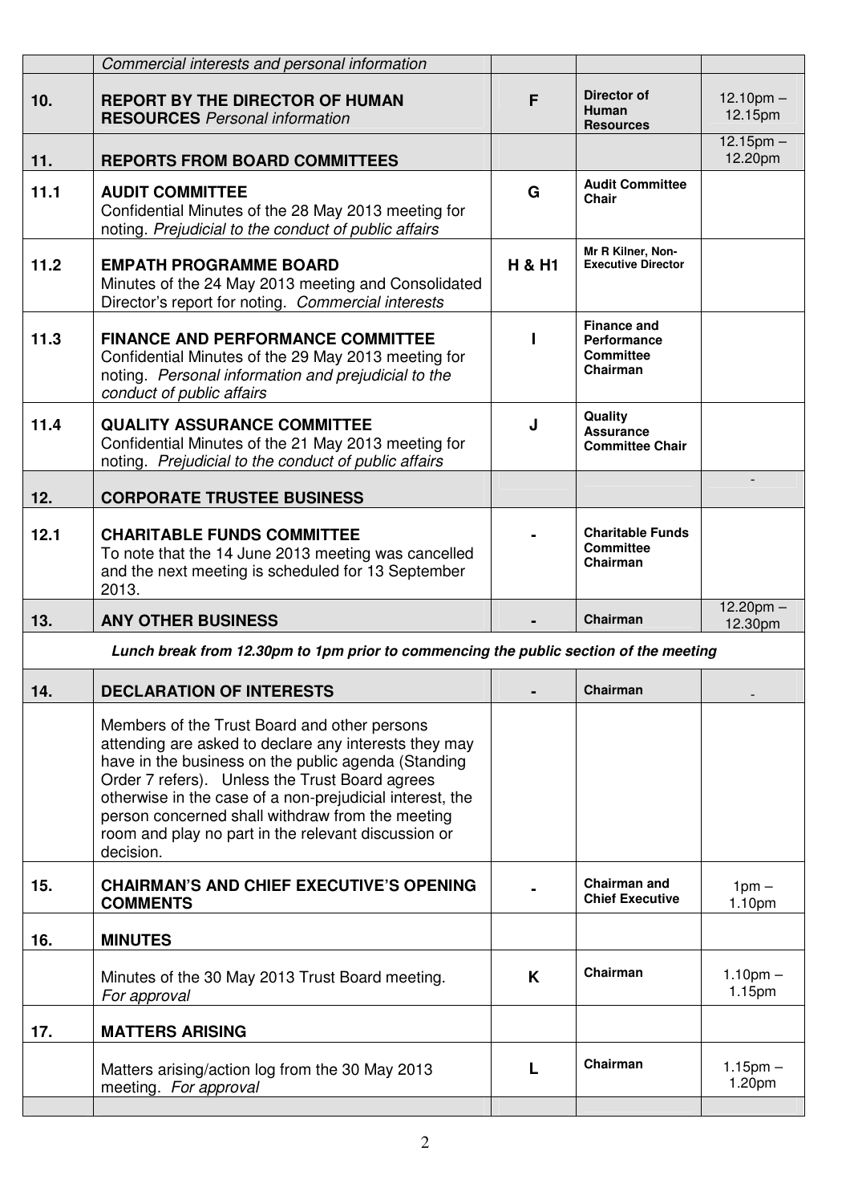| | | | | |
|---|---|---|---|---|
| | *Commercial interests and personal information* | | | |
| **10.** | **REPORT BY THE DIRECTOR OF HUMAN RESOURCES** *Personal information* | **F** | **Director of Human Resources** | 12.10pm – 12.15pm |
| **11.** | **REPORTS FROM BOARD COMMITTEES** | | | 12.15pm – 12.20pm |
| **11.1** | **AUDIT COMMITTEE** Confidential Minutes of the 28 May 2013 meeting for noting. *Prejudicial to the conduct of public affairs* | **G** | **Audit Committee Chair** | |
| **11.2** | **EMPATH PROGRAMME BOARD** Minutes of the 24 May 2013 meeting and Consolidated Director's report for noting. *Commercial interests* | **H & H1** | **Mr R Kilner, Non-Executive Director** | |
| **11.3** | **FINANCE AND PERFORMANCE COMMITTEE** Confidential Minutes of the 29 May 2013 meeting for noting. *Personal information and prejudicial to the conduct of public affairs* | **I** | **Finance and Performance Committee Chairman** | |
| **11.4** | **QUALITY ASSURANCE COMMITTEE** Confidential Minutes of the 21 May 2013 meeting for noting. *Prejudicial to the conduct of public affairs* | **J** | **Quality Assurance Committee Chair** | |
| **12.** | **CORPORATE TRUSTEE BUSINESS** | | | - |
| **12.1** | **CHARITABLE FUNDS COMMITTEE** To note that the 14 June 2013 meeting was cancelled and the next meeting is scheduled for 13 September 2013. | **-** | **Charitable Funds Committee Chairman** | |
| **13.** | **ANY OTHER BUSINESS** | **-** | **Chairman** | 12.20pm – 12.30pm |
| ***Lunch break from 12.30pm to 1pm prior to commencing the public section of the meeting*** | | | | |
| **14.** | **DECLARATION OF INTERESTS** | **-** | **Chairman** | - |
| | Members of the Trust Board and other persons attending are asked to declare any interests they may have in the business on the public agenda (Standing Order 7 refers). Unless the Trust Board agrees otherwise in the case of a non-prejudicial interest, the person concerned shall withdraw from the meeting room and play no part in the relevant discussion or decision. | | | |
| **15.** | **CHAIRMAN'S AND CHIEF EXECUTIVE'S OPENING COMMENTS** | **-** | **Chairman and Chief Executive** | 1pm – 1.10pm |
| **16.** | **MINUTES** | | | |
| | Minutes of the 30 May 2013 Trust Board meeting. *For approval* | **K** | **Chairman** | 1.10pm – 1.15pm |
| **17.** | **MATTERS ARISING** | | | |
| | Matters arising/action log from the 30 May 2013 meeting. *For approval* | **L** | **Chairman** | 1.15pm – 1.20pm |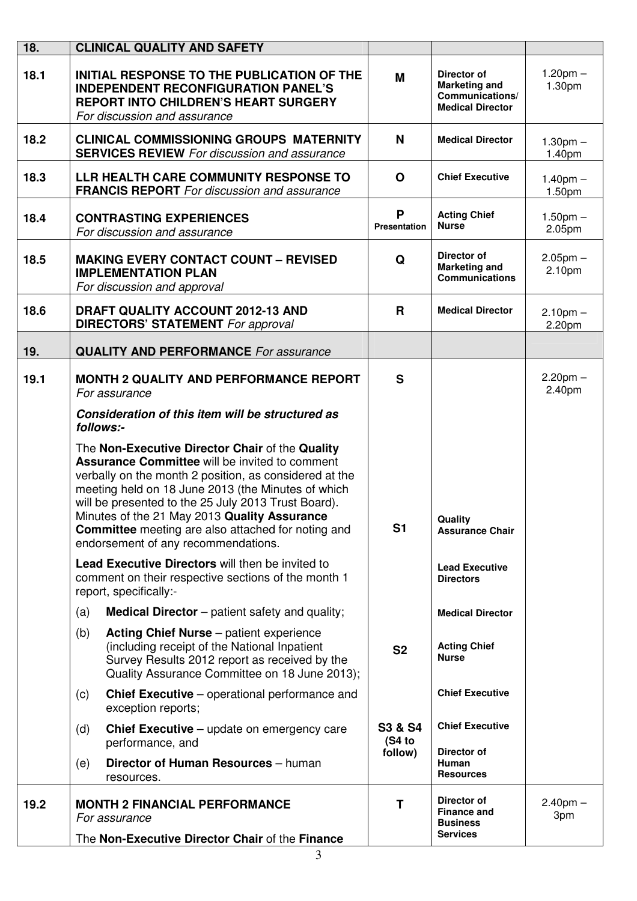| 18. | **CLINICAL QUALITY AND SAFETY** | | | |
|---|---|---|---|---|
| 18.1 | **INITIAL RESPONSE TO THE PUBLICATION OF THE INDEPENDENT RECONFIGURATION PANEL'S REPORT INTO CHILDREN'S HEART SURGERY** *For discussion and assurance* | **M** | **Director of Marketing and Communications/ Medical Director** | 1.20pm – 1.30pm |
| 18.2 | **CLINICAL COMMISSIONING GROUPS MATERNITY SERVICES REVIEW** *For discussion and assurance* | **N** | **Medical Director** | 1.30pm – 1.40pm |
| 18.3 | **LLR HEALTH CARE COMMUNITY RESPONSE TO FRANCIS REPORT** *For discussion and assurance* | **O** | **Chief Executive** | 1.40pm – 1.50pm |
| 18.4 | **CONTRASTING EXPERIENCES** *For discussion and assurance* | **P Presentation** | **Acting Chief Nurse** | 1.50pm – 2.05pm |
| 18.5 | **MAKING EVERY CONTACT COUNT – REVISED IMPLEMENTATION PLAN** *For discussion and approval* | **Q** | **Director of Marketing and Communications** | 2.05pm – 2.10pm |
| 18.6 | **DRAFT QUALITY ACCOUNT 2012-13 AND DIRECTORS' STATEMENT** *For approval* | **R** | **Medical Director** | 2.10pm – 2.20pm |
| 19. | **QUALITY AND PERFORMANCE** *For assurance* | | | |
| 19.1 | **MONTH 2 QUALITY AND PERFORMANCE REPORT** *For assurance* | **S** | | 2.20pm – 2.40pm |
| | ***Consideration of this item will be structured as follows:-*** | | | |
| | The **Non-Executive Director Chair** of the **Quality Assurance Committee** will be invited to comment verbally on the month 2 position, as considered at the meeting held on 18 June 2013 (the Minutes of which will be presented to the 25 July 2013 Trust Board). Minutes of the 21 May 2013 **Quality Assurance Committee** meeting are also attached for noting and endorsement of any recommendations. | **S1** | **Quality Assurance Chair** | |
| | **Lead Executive Directors** will then be invited to comment on their respective sections of the month 1 report, specifically:- | | **Lead Executive Directors** | |
| | (a) **Medical Director** – patient safety and quality; | | **Medical Director** | |
| | (b) **Acting Chief Nurse** – patient experience (including receipt of the National Inpatient Survey Results 2012 report as received by the Quality Assurance Committee on 18 June 2013); | **S2** | **Acting Chief Nurse** | |
| | (c) **Chief Executive** – operational performance and exception reports; | | **Chief Executive** | |
| | (d) **Chief Executive** – update on emergency care performance, and | **S3 & S4 (S4 to follow)** | **Chief Executive** | |
| | (e) **Director of Human Resources** – human resources. | | **Director of Human Resources** | |
| 19.2 | **MONTH 2 FINANCIAL PERFORMANCE** *For assurance* | **T** | **Director of Finance and Business Services** | 2.40pm – 3pm |
| | The **Non-Executive Director Chair** of the **Finance** | | | |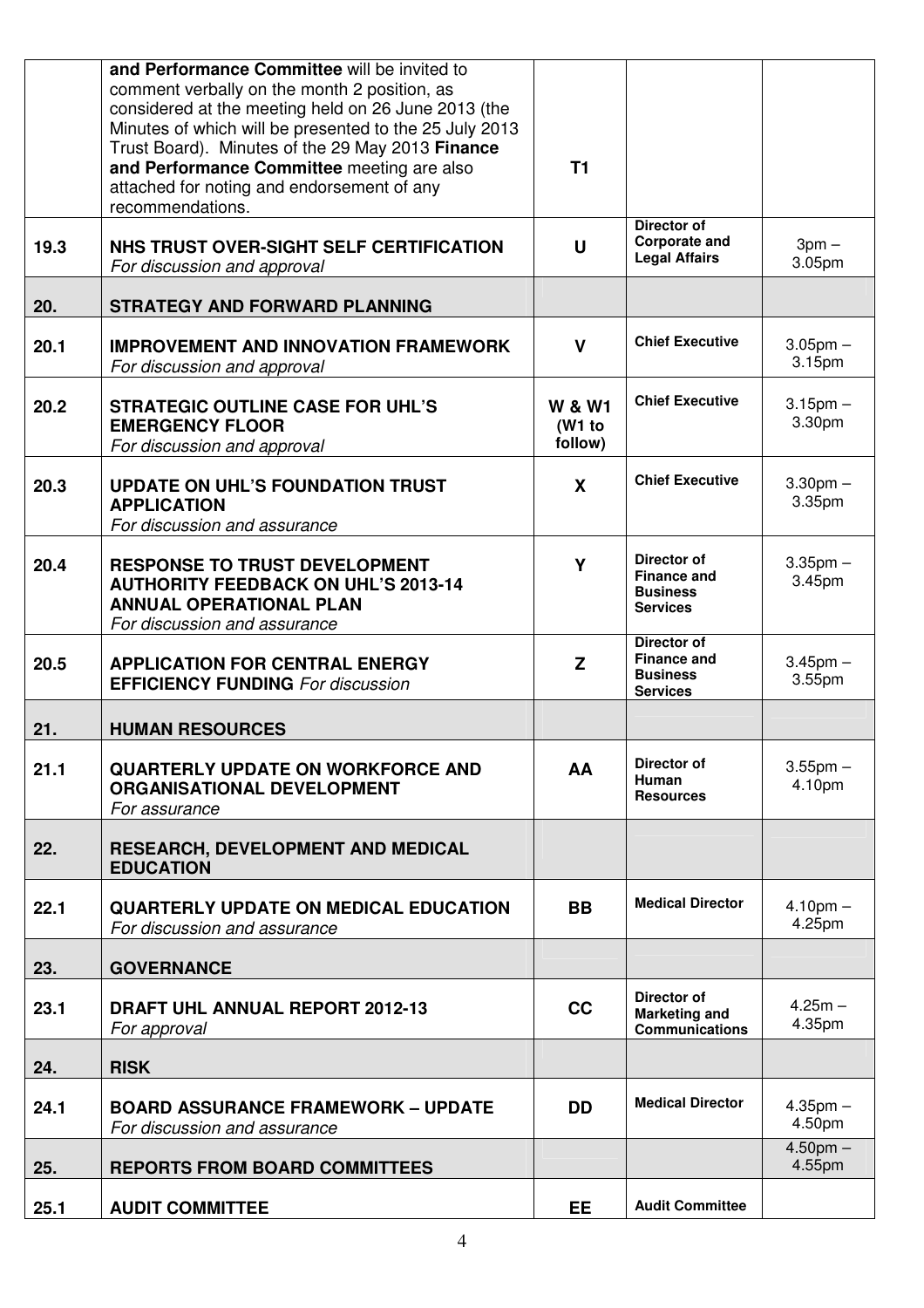| | | | | |
|---|---|---|---|---|
| | **and Performance Committee** will be invited to comment verbally on the month 2 position, as considered at the meeting held on 26 June 2013 (the Minutes of which will be presented to the 25 July 2013 Trust Board). Minutes of the 29 May 2013 **Finance and Performance Committee** meeting are also attached for noting and endorsement of any recommendations. | **T1** | | |
| **19.3** | **NHS TRUST OVER-SIGHT SELF CERTIFICATION** *For discussion and approval* | **U** | **Director of Corporate and Legal Affairs** | 3pm – 3.05pm |
| **20.** | **STRATEGY AND FORWARD PLANNING** | | | |
| **20.1** | **IMPROVEMENT AND INNOVATION FRAMEWORK** *For discussion and approval* | **V** | **Chief Executive** | 3.05pm – 3.15pm |
| **20.2** | **STRATEGIC OUTLINE CASE FOR UHL'S EMERGENCY FLOOR** *For discussion and approval* | **W & W1 (W1 to follow)** | **Chief Executive** | 3.15pm – 3.30pm |
| **20.3** | **UPDATE ON UHL'S FOUNDATION TRUST APPLICATION** *For discussion and assurance* | **X** | **Chief Executive** | 3.30pm – 3.35pm |
| **20.4** | **RESPONSE TO TRUST DEVELOPMENT AUTHORITY FEEDBACK ON UHL'S 2013-14 ANNUAL OPERATIONAL PLAN** *For discussion and assurance* | **Y** | **Director of Finance and Business Services** | 3.35pm – 3.45pm |
| **20.5** | **APPLICATION FOR CENTRAL ENERGY EFFICIENCY FUNDING** *For discussion* | **Z** | **Director of Finance and Business Services** | 3.45pm – 3.55pm |
| **21.** | **HUMAN RESOURCES** | | | |
| **21.1** | **QUARTERLY UPDATE ON WORKFORCE AND ORGANISATIONAL DEVELOPMENT** *For assurance* | **AA** | **Director of Human Resources** | 3.55pm – 4.10pm |
| **22.** | **RESEARCH, DEVELOPMENT AND MEDICAL EDUCATION** | | | |
| **22.1** | **QUARTERLY UPDATE ON MEDICAL EDUCATION** *For discussion and assurance* | **BB** | **Medical Director** | 4.10pm – 4.25pm |
| **23.** | **GOVERNANCE** | | | |
| **23.1** | **DRAFT UHL ANNUAL REPORT 2012-13** *For approval* | **CC** | **Director of Marketing and Communications** | 4.25m – 4.35pm |
| **24.** | **RISK** | | | |
| **24.1** | **BOARD ASSURANCE FRAMEWORK – UPDATE** *For discussion and assurance* | **DD** | **Medical Director** | 4.35pm – 4.50pm |
| **25.** | **REPORTS FROM BOARD COMMITTEES** | | | 4.50pm – 4.55pm |
| **25.1** | **AUDIT COMMITTEE** | **EE** | **Audit Committee** | |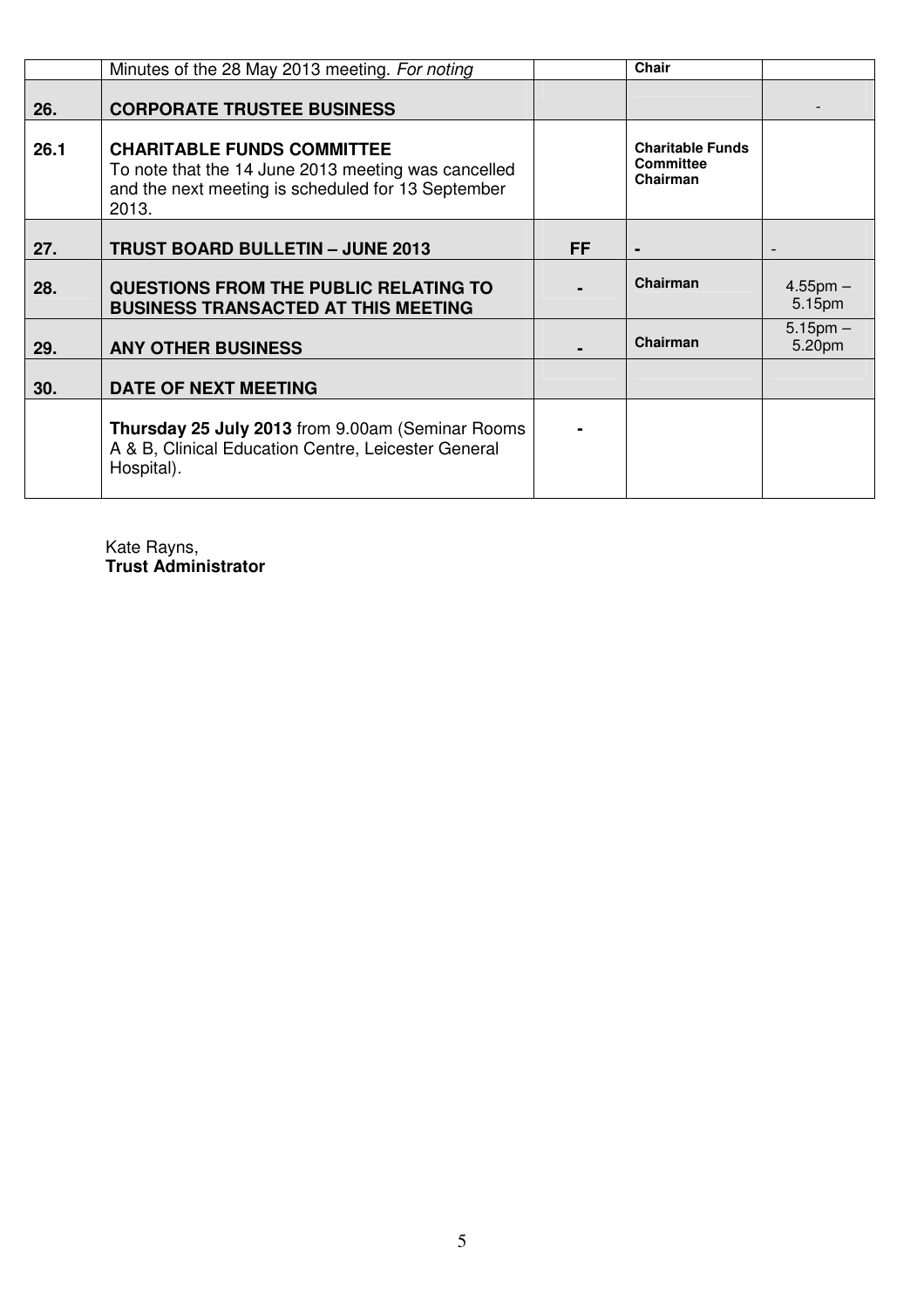| | | | | |
|---|---|---|---|---|
| | Minutes of the 28 May 2013 meeting. *For noting* | | **Chair** | |
| **26.** | **CORPORATE TRUSTEE BUSINESS** | | | - |
| **26.1** | **CHARITABLE FUNDS COMMITTEE**<br>To note that the 14 June 2013 meeting was cancelled and the next meeting is scheduled for 13 September 2013. | | **Charitable Funds Committee Chairman** | |
| **27.** | **TRUST BOARD BULLETIN – JUNE 2013** | **FF** | **-** | - |
| **28.** | **QUESTIONS FROM THE PUBLIC RELATING TO BUSINESS TRANSACTED AT THIS MEETING** | **-** | **Chairman** | 4.55pm – 5.15pm |
| **29.** | **ANY OTHER BUSINESS** | **-** | **Chairman** | 5.15pm – 5.20pm |
| **30.** | **DATE OF NEXT MEETING** | | | |
| | **Thursday 25 July 2013** from 9.00am (Seminar Rooms A & B, Clinical Education Centre, Leicester General Hospital). | **-** | | |

Kate Rayns,
**Trust Administrator**